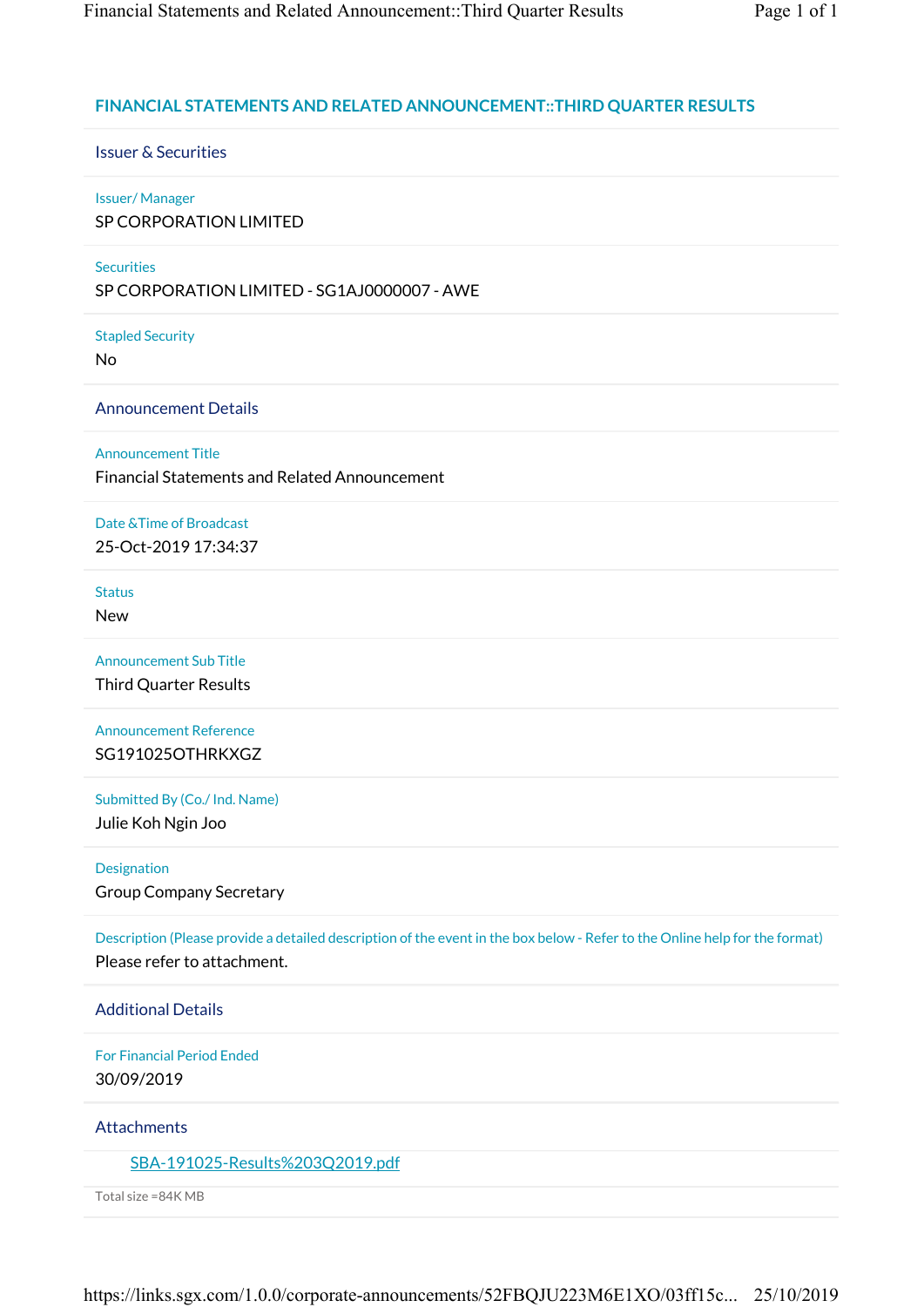# FINANCIAL STATEMENTS AND RELATED ANNOUNCEMENT::THIRD QUARTER RESULTS

## Issuer & Securities

Issuer/ Manager

SP CORPORATION LIMITED

Securities

SP CORPORATION LIMITED - SG1AJ0000007 - AWE

Stapled Security

No

## Announcement Details

Announcement Title

Financial Statements and Related Announcement

Date &Time of Broadcast

25-Oct-2019 17:34:37

Status

New

Announcement Sub Title

Third Quarter Results

Announcement Reference

SG191025OTHRKXGZ

Submitted By (Co./ Ind. Name)

Julie Koh Ngin Joo

Designation

Group Company Secretary

Description (Please provide a detailed description of the event in the box below - Refer to the Online help for the format)

Please refer to attachment.

## Additional Details

For Financial Period Ended

30/09/2019

## Attachments

SBA-191025-Results%203Q2019.pdf

Total size =84K MB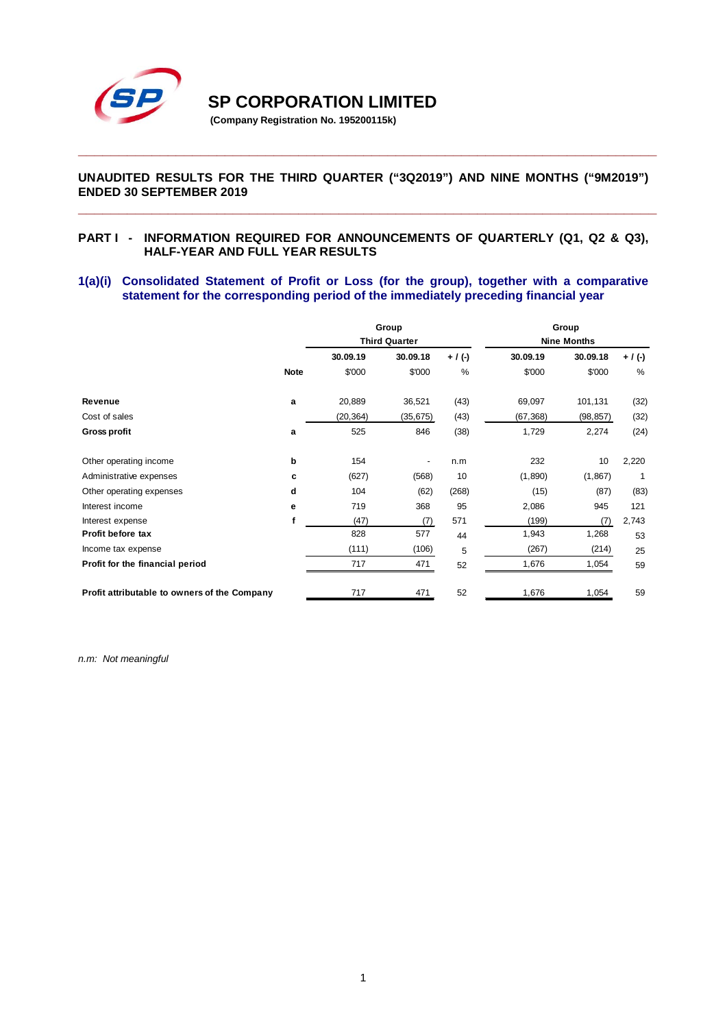# SP CORPORATION LIMITED

**(Company Registration No. 195200115k)**

---

**UNAUDITED RESULTS FOR THE THIRD QUARTER ("3Q2019") AND NINE MONTHS ("9M2019") ENDED 30 SEPTEMBER 2019**

---

## PART I - INFORMATION REQUIRED FOR ANNOUNCEMENTS OF QUARTERLY (Q1, Q2 & Q3), HALF-YEAR AND FULL YEAR RESULTS

### 1(a)(i) Consolidated Statement of Profit or Loss (for the group), together with a comparative statement for the corresponding period of the immediately preceding financial year

| | | Group Third Quarter | | | Group Nine Months | | |
|---|---|---|---|---|---|---|---|
| | | **30.09.19** | **30.09.18** | **+ / (-)** | **30.09.19** | **30.09.18** | **+ / (-)** |
| | **Note** | $'000 | $'000 | % | $'000 | $'000 | % |
| **Revenue** | **a** | 20,889 | 36,521 | (43) | 69,097 | 101,131 | (32) |
| Cost of sales | | (20,364) | (35,675) | (43) | (67,368) | (98,857) | (32) |
| **Gross profit** | **a** | 525 | 846 | (38) | 1,729 | 2,274 | (24) |
| Other operating income | **b** | 154 | - | n.m | 232 | 10 | 2,220 |
| Administrative expenses | **c** | (627) | (568) | 10 | (1,890) | (1,867) | 1 |
| Other operating expenses | **d** | 104 | (62) | (268) | (15) | (87) | (83) |
| Interest income | **e** | 719 | 368 | 95 | 2,086 | 945 | 121 |
| Interest expense | **f** | (47) | (7) | 571 | (199) | (7) | 2,743 |
| **Profit before tax** | | 828 | 577 | 44 | 1,943 | 1,268 | 53 |
| Income tax expense | | (111) | (106) | 5 | (267) | (214) | 25 |
| **Profit for the financial period** | | 717 | 471 | 52 | 1,676 | 1,054 | 59 |
| **Profit attributable to owners of the Company** | | 717 | 471 | 52 | 1,676 | 1,054 | 59 |

*n.m: Not meaningful*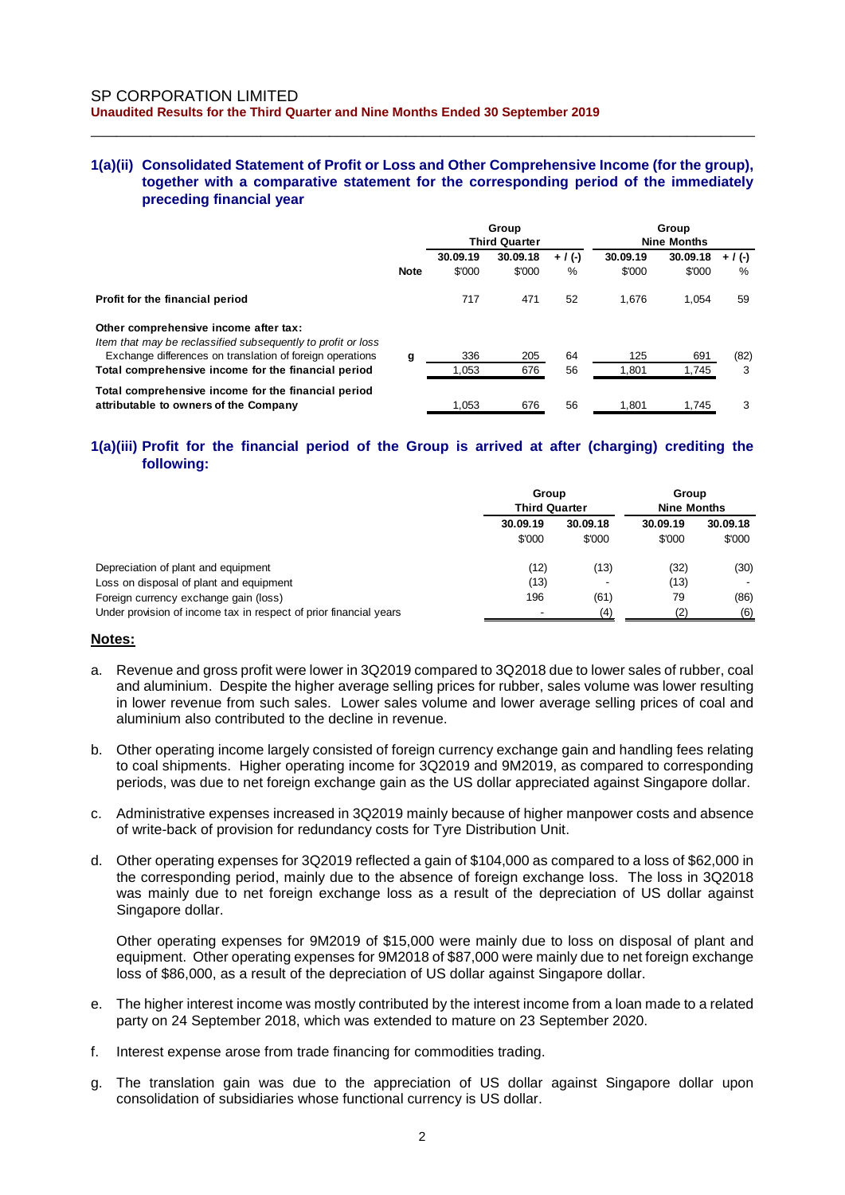SP CORPORATION LIMITED

**Unaudited Results for the Third Quarter and Nine Months Ended 30 September 2019**

### 1(a)(ii) Consolidated Statement of Profit or Loss and Other Comprehensive Income (for the group), together with a comparative statement for the corresponding period of the immediately preceding financial year

| | Note | Group Third Quarter | | | Group Nine Months | | |
|---|---|---|---|---|---|---|---|
| | | 30.09.19 | 30.09.18 | + / (-) | 30.09.19 | 30.09.18 | + / (-) |
| | | $'000 | $'000 | % | $'000 | $'000 | % |
| **Profit for the financial period** | | 717 | 471 | 52 | 1,676 | 1,054 | 59 |
| **Other comprehensive income after tax:** | | | | | | | |
| *Item that may be reclassified subsequently to profit or loss* | | | | | | | |
| Exchange differences on translation of foreign operations | g | 336 | 205 | 64 | 125 | 691 | (82) |
| **Total comprehensive income for the financial period** | | 1,053 | 676 | 56 | 1,801 | 1,745 | 3 |
| **Total comprehensive income for the financial period attributable to owners of the Company** | | 1,053 | 676 | 56 | 1,801 | 1,745 | 3 |

### 1(a)(iii) Profit for the financial period of the Group is arrived at after (charging) crediting the following:

| | Group Third Quarter | | Group Nine Months | |
|---|---|---|---|---|
| | 30.09.19 | 30.09.18 | 30.09.19 | 30.09.18 |
| | $'000 | $'000 | $'000 | $'000 |
| Depreciation of plant and equipment | (12) | (13) | (32) | (30) |
| Loss on disposal of plant and equipment | (13) | - | (13) | - |
| Foreign currency exchange gain (loss) | 196 | (61) | 79 | (86) |
| Under provision of income tax in respect of prior financial years | - | (4) | (2) | (6) |

**Notes:**

a. Revenue and gross profit were lower in 3Q2019 compared to 3Q2018 due to lower sales of rubber, coal and aluminium. Despite the higher average selling prices for rubber, sales volume was lower resulting in lower revenue from such sales. Lower sales volume and lower average selling prices of coal and aluminium also contributed to the decline in revenue.

b. Other operating income largely consisted of foreign currency exchange gain and handling fees relating to coal shipments. Higher operating income for 3Q2019 and 9M2019, as compared to corresponding periods, was due to net foreign exchange gain as the US dollar appreciated against Singapore dollar.

c. Administrative expenses increased in 3Q2019 mainly because of higher manpower costs and absence of write-back of provision for redundancy costs for Tyre Distribution Unit.

d. Other operating expenses for 3Q2019 reflected a gain of $104,000 as compared to a loss of $62,000 in the corresponding period, mainly due to the absence of foreign exchange loss. The loss in 3Q2018 was mainly due to net foreign exchange loss as a result of the depreciation of US dollar against Singapore dollar.

   Other operating expenses for 9M2019 of $15,000 were mainly due to loss on disposal of plant and equipment. Other operating expenses for 9M2018 of $87,000 were mainly due to net foreign exchange loss of $86,000, as a result of the depreciation of US dollar against Singapore dollar.

e. The higher interest income was mostly contributed by the interest income from a loan made to a related party on 24 September 2018, which was extended to mature on 23 September 2020.

f. Interest expense arose from trade financing for commodities trading.

g. The translation gain was due to the appreciation of US dollar against Singapore dollar upon consolidation of subsidiaries whose functional currency is US dollar.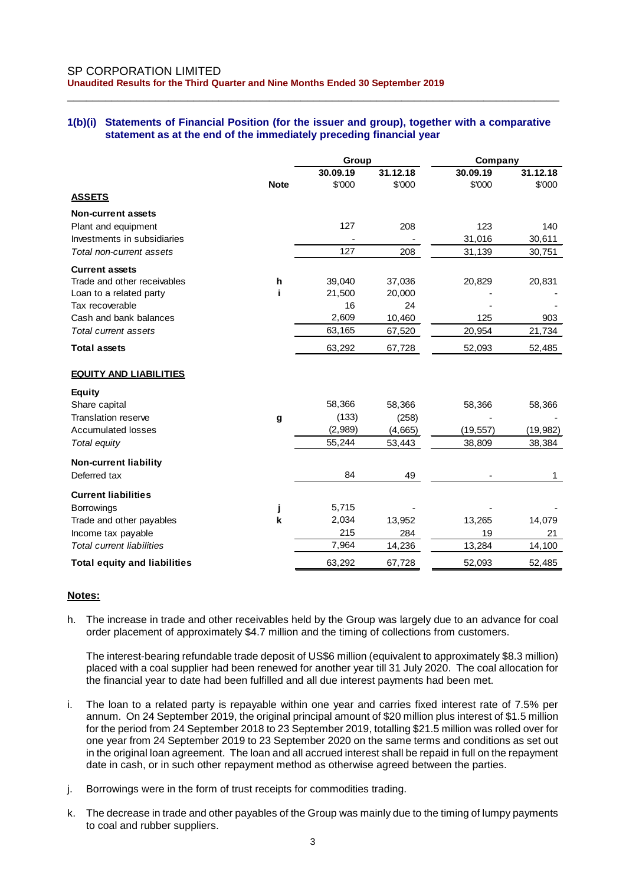SP CORPORATION LIMITED
**Unaudited Results for the Third Quarter and Nine Months Ended 30 September 2019**

### 1(b)(i) Statements of Financial Position (for the issuer and group), together with a comparative statement as at the end of the immediately preceding financial year

| | Note | Group | | Company | |
|---|---|---|---|---|---|
| | | 30.09.19 | 31.12.18 | 30.09.19 | 31.12.18 |
| | | $'000 | $'000 | $'000 | $'000 |
| **ASSETS** | | | | | |
| **Non-current assets** | | | | | |
| Plant and equipment | | 127 | 208 | 123 | 140 |
| Investments in subsidiaries | | - | - | 31,016 | 30,611 |
| *Total non-current assets* | | 127 | 208 | 31,139 | 30,751 |
| **Current assets** | | | | | |
| Trade and other receivables | h | 39,040 | 37,036 | 20,829 | 20,831 |
| Loan to a related party | i | 21,500 | 20,000 | - | - |
| Tax recoverable | | 16 | 24 | - | - |
| Cash and bank balances | | 2,609 | 10,460 | 125 | 903 |
| *Total current assets* | | 63,165 | 67,520 | 20,954 | 21,734 |
| **Total assets** | | 63,292 | 67,728 | 52,093 | 52,485 |
| **EQUITY AND LIABILITIES** | | | | | |
| **Equity** | | | | | |
| Share capital | | 58,366 | 58,366 | 58,366 | 58,366 |
| Translation reserve | g | (133) | (258) | - | - |
| Accumulated losses | | (2,989) | (4,665) | (19,557) | (19,982) |
| *Total equity* | | 55,244 | 53,443 | 38,809 | 38,384 |
| **Non-current liability** | | | | | |
| Deferred tax | | 84 | 49 | - | 1 |
| **Current liabilities** | | | | | |
| Borrowings | j | 5,715 | - | - | - |
| Trade and other payables | k | 2,034 | 13,952 | 13,265 | 14,079 |
| Income tax payable | | 215 | 284 | 19 | 21 |
| *Total current liabilities* | | 7,964 | 14,236 | 13,284 | 14,100 |
| **Total equity and liabilities** | | 63,292 | 67,728 | 52,093 | 52,485 |

**Notes:**

h. The increase in trade and other receivables held by the Group was largely due to an advance for coal order placement of approximately $4.7 million and the timing of collections from customers.

   The interest-bearing refundable trade deposit of US$6 million (equivalent to approximately $8.3 million) placed with a coal supplier had been renewed for another year till 31 July 2020. The coal allocation for the financial year to date had been fulfilled and all due interest payments had been met.

i. The loan to a related party is repayable within one year and carries fixed interest rate of 7.5% per annum. On 24 September 2019, the original principal amount of $20 million plus interest of $1.5 million for the period from 24 September 2018 to 23 September 2019, totalling $21.5 million was rolled over for one year from 24 September 2019 to 23 September 2020 on the same terms and conditions as set out in the original loan agreement. The loan and all accrued interest shall be repaid in full on the repayment date in cash, or in such other repayment method as otherwise agreed between the parties.

j. Borrowings were in the form of trust receipts for commodities trading.

k. The decrease in trade and other payables of the Group was mainly due to the timing of lumpy payments to coal and rubber suppliers.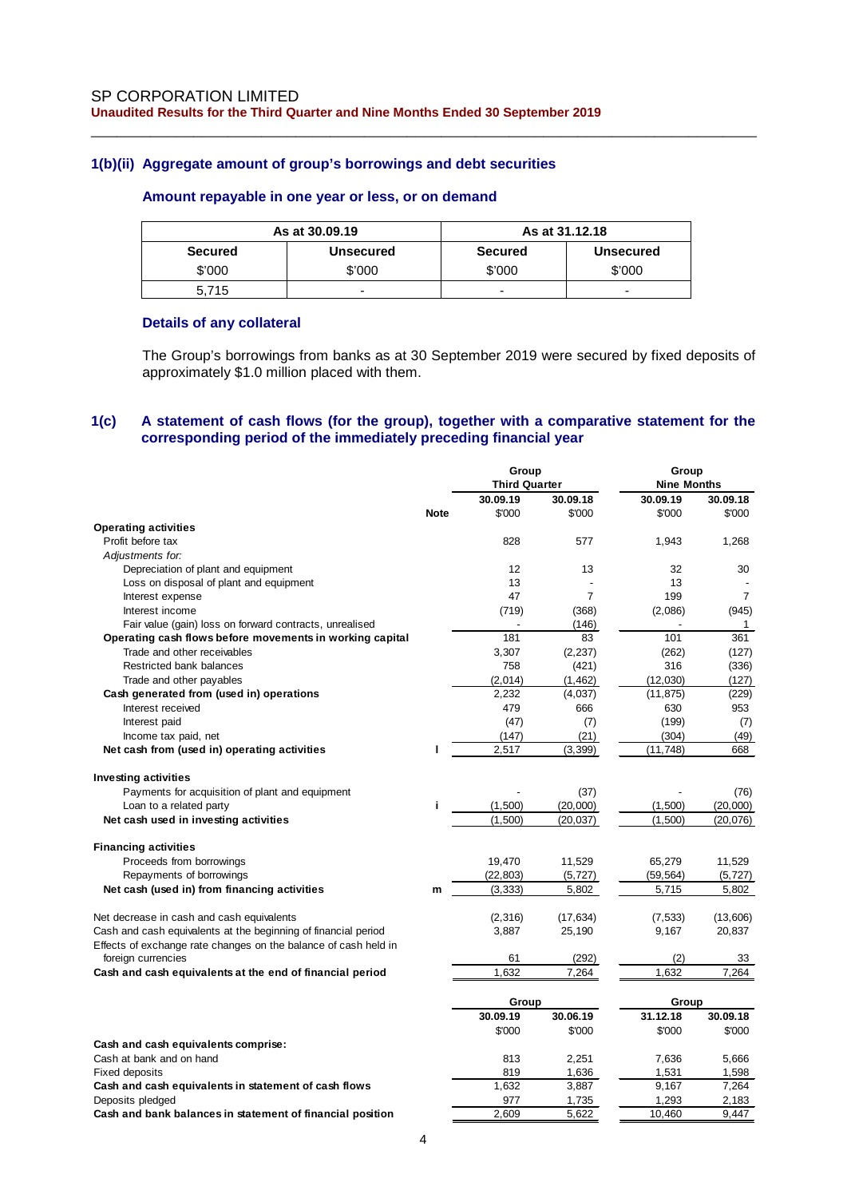## 1(b)(ii) Aggregate amount of group's borrowings and debt securities

### Amount repayable in one year or less, or on demand

| As at 30.09.19 | | As at 31.12.18 | |
|---|---|---|---|
| Secured | Unsecured | Secured | Unsecured |
| $'000 | $'000 | $'000 | $'000 |
| 5,715 | - | - | - |

### Details of any collateral

The Group's borrowings from banks as at 30 September 2019 were secured by fixed deposits of approximately $1.0 million placed with them.

## 1(c) A statement of cash flows (for the group), together with a comparative statement for the corresponding period of the immediately preceding financial year

| | Note | Group Third Quarter | | Group Nine Months | |
|---|---|---|---|---|---|
| | | 30.09.19 | 30.09.18 | 30.09.19 | 30.09.18 |
| | | $'000 | $'000 | $'000 | $'000 |
| **Operating activities** | | | | | |
| Profit before tax | | 828 | 577 | 1,943 | 1,268 |
| *Adjustments for:* | | | | | |
| Depreciation of plant and equipment | | 12 | 13 | 32 | 30 |
| Loss on disposal of plant and equipment | | 13 | - | 13 | - |
| Interest expense | | 47 | 7 | 199 | 7 |
| Interest income | | (719) | (368) | (2,086) | (945) |
| Fair value (gain) loss on forward contracts, unrealised | | - | (146) | - | 1 |
| **Operating cash flows before movements in working capital** | | 181 | 83 | 101 | 361 |
| Trade and other receivables | | 3,307 | (2,237) | (262) | (127) |
| Restricted bank balances | | 758 | (421) | 316 | (336) |
| Trade and other payables | | (2,014) | (1,462) | (12,030) | (127) |
| **Cash generated from (used in) operations** | | 2,232 | (4,037) | (11,875) | (229) |
| Interest received | | 479 | 666 | 630 | 953 |
| Interest paid | | (47) | (7) | (199) | (7) |
| Income tax paid, net | | (147) | (21) | (304) | (49) |
| **Net cash from (used in) operating activities** | l | 2,517 | (3,399) | (11,748) | 668 |
| | | | | | |
| **Investing activities** | | | | | |
| Payments for acquisition of plant and equipment | | - | (37) | - | (76) |
| Loan to a related party | i | (1,500) | (20,000) | (1,500) | (20,000) |
| **Net cash used in investing activities** | | (1,500) | (20,037) | (1,500) | (20,076) |
| | | | | | |
| **Financing activities** | | | | | |
| Proceeds from borrowings | | 19,470 | 11,529 | 65,279 | 11,529 |
| Repayments of borrowings | | (22,803) | (5,727) | (59,564) | (5,727) |
| **Net cash (used in) from financing activities** | m | (3,333) | 5,802 | 5,715 | 5,802 |
| | | | | | |
| Net decrease in cash and cash equivalents | | (2,316) | (17,634) | (7,533) | (13,606) |
| Cash and cash equivalents at the beginning of financial period | | 3,887 | 25,190 | 9,167 | 20,837 |
| Effects of exchange rate changes on the balance of cash held in foreign currencies | | 61 | (292) | (2) | 33 |
| **Cash and cash equivalents at the end of financial period** | | 1,632 | 7,264 | 1,632 | 7,264 |

| | Group | | Group | |
|---|---|---|---|---|
| | 30.09.19 | 30.06.19 | 31.12.18 | 30.09.18 |
| | $'000 | $'000 | $'000 | $'000 |
| **Cash and cash equivalents comprise:** | | | | |
| Cash at bank and on hand | 813 | 2,251 | 7,636 | 5,666 |
| Fixed deposits | 819 | 1,636 | 1,531 | 1,598 |
| **Cash and cash equivalents in statement of cash flows** | 1,632 | 3,887 | 9,167 | 7,264 |
| Deposits pledged | 977 | 1,735 | 1,293 | 2,183 |
| **Cash and bank balances in statement of financial position** | 2,609 | 5,622 | 10,460 | 9,447 |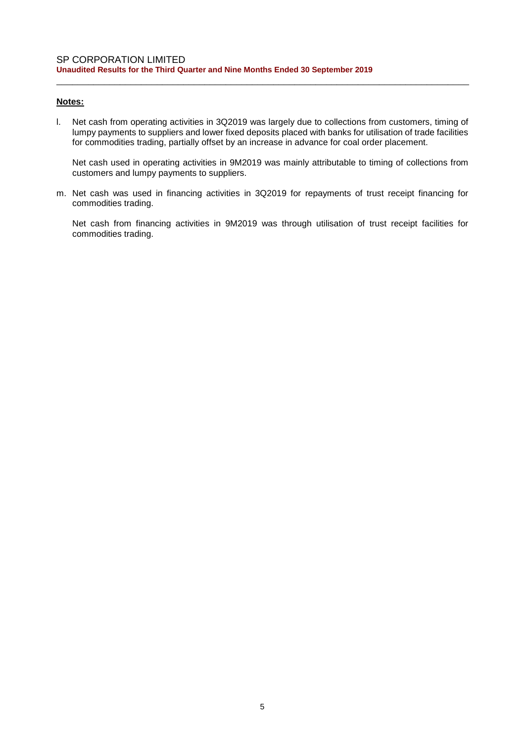**Notes:**

l. Net cash from operating activities in 3Q2019 was largely due to collections from customers, timing of lumpy payments to suppliers and lower fixed deposits placed with banks for utilisation of trade facilities for commodities trading, partially offset by an increase in advance for coal order placement.

   Net cash used in operating activities in 9M2019 was mainly attributable to timing of collections from customers and lumpy payments to suppliers.

m. Net cash was used in financing activities in 3Q2019 for repayments of trust receipt financing for commodities trading.

   Net cash from financing activities in 9M2019 was through utilisation of trust receipt facilities for commodities trading.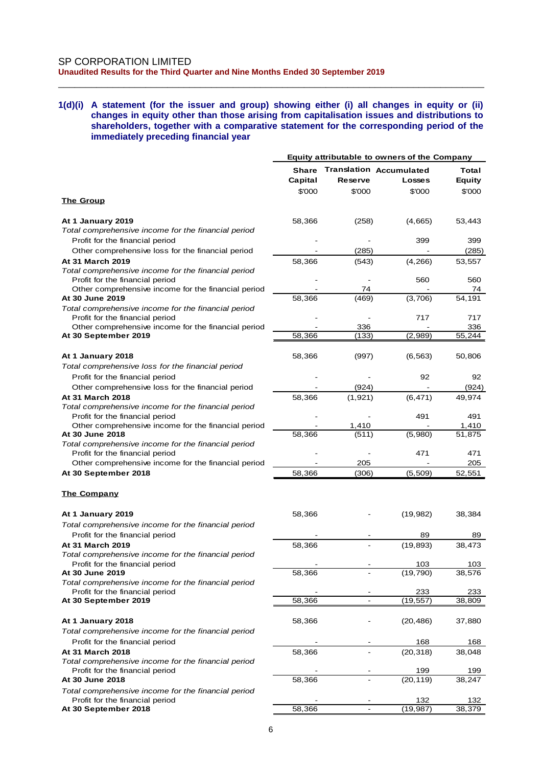**1(d)(i) A statement (for the issuer and group) showing either (i) all changes in equity or (ii) changes in equity other than those arising from capitalisation issues and distributions to shareholders, together with a comparative statement for the corresponding period of the immediately preceding financial year**

| | Equity attributable to owners of the Company | | | |
|---|---|---|---|---|
| | **Share Capital** | **Translation Reserve** | **Accumulated Losses** | **Total Equity** |
| | $'000 | $'000 | $'000 | $'000 |
| **The Group** | | | | |
| **At 1 January 2019** | 58,366 | (258) | (4,665) | 53,443 |
| *Total comprehensive income for the financial period* | | | | |
| Profit for the financial period | - | - | 399 | 399 |
| Other comprehensive loss for the financial period | - | (285) | - | (285) |
| **At 31 March 2019** | 58,366 | (543) | (4,266) | 53,557 |
| *Total comprehensive income for the financial period* | | | | |
| Profit for the financial period | - | - | 560 | 560 |
| Other comprehensive income for the financial period | - | 74 | - | 74 |
| **At 30 June 2019** | 58,366 | (469) | (3,706) | 54,191 |
| *Total comprehensive income for the financial period* | | | | |
| Profit for the financial period | - | - | 717 | 717 |
| Other comprehensive income for the financial period | - | 336 | - | 336 |
| **At 30 September 2019** | 58,366 | (133) | (2,989) | 55,244 |
| | | | | |
| **At 1 January 2018** | 58,366 | (997) | (6,563) | 50,806 |
| *Total comprehensive loss for the financial period* | | | | |
| Profit for the financial period | - | - | 92 | 92 |
| Other comprehensive loss for the financial period | - | (924) | - | (924) |
| **At 31 March 2018** | 58,366 | (1,921) | (6,471) | 49,974 |
| *Total comprehensive income for the financial period* | | | | |
| Profit for the financial period | - | - | 491 | 491 |
| Other comprehensive income for the financial period | - | 1,410 | - | 1,410 |
| **At 30 June 2018** | 58,366 | (511) | (5,980) | 51,875 |
| *Total comprehensive income for the financial period* | | | | |
| Profit for the financial period | - | - | 471 | 471 |
| Other comprehensive income for the financial period | - | 205 | - | 205 |
| **At 30 September 2018** | 58,366 | (306) | (5,509) | 52,551 |
| | | | | |
| **The Company** | | | | |
| **At 1 January 2019** | 58,366 | - | (19,982) | 38,384 |
| *Total comprehensive income for the financial period* | | | | |
| Profit for the financial period | - | - | 89 | 89 |
| **At 31 March 2019** | 58,366 | - | (19,893) | 38,473 |
| *Total comprehensive income for the financial period* | | | | |
| Profit for the financial period | - | - | 103 | 103 |
| **At 30 June 2019** | 58,366 | - | (19,790) | 38,576 |
| *Total comprehensive income for the financial period* | | | | |
| Profit for the financial period | - | - | 233 | 233 |
| **At 30 September 2019** | 58,366 | - | (19,557) | 38,809 |
| | | | | |
| **At 1 January 2018** | 58,366 | - | (20,486) | 37,880 |
| *Total comprehensive income for the financial period* | | | | |
| Profit for the financial period | - | - | 168 | 168 |
| **At 31 March 2018** | 58,366 | - | (20,318) | 38,048 |
| *Total comprehensive income for the financial period* | | | | |
| Profit for the financial period | - | - | 199 | 199 |
| **At 30 June 2018** | 58,366 | - | (20,119) | 38,247 |
| *Total comprehensive income for the financial period* | | | | |
| Profit for the financial period | - | - | 132 | 132 |
| **At 30 September 2018** | 58,366 | - | (19,987) | 38,379 |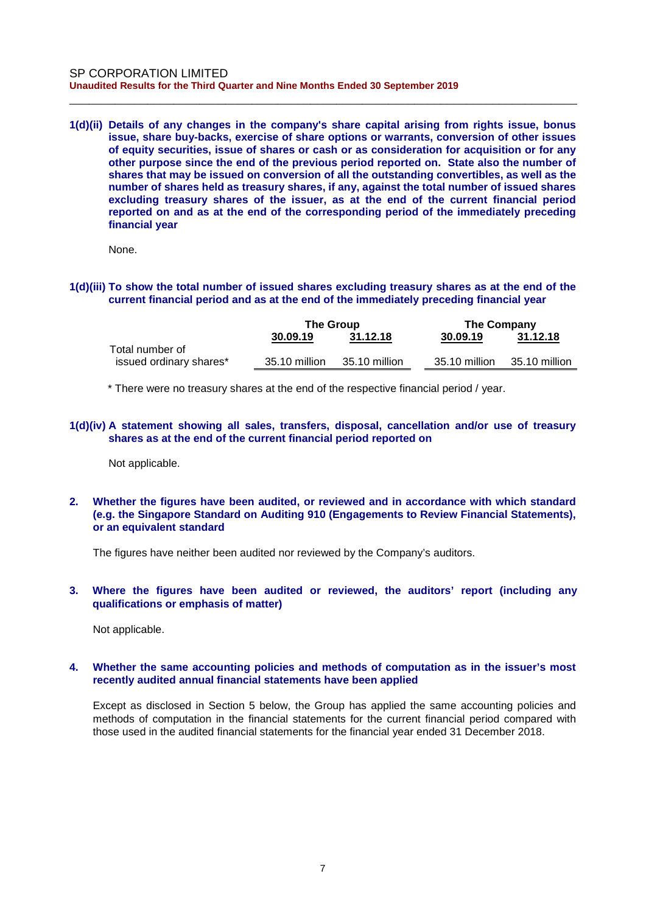**1(d)(ii) Details of any changes in the company's share capital arising from rights issue, bonus issue, share buy-backs, exercise of share options or warrants, conversion of other issues of equity securities, issue of shares or cash or as consideration for acquisition or for any other purpose since the end of the previous period reported on. State also the number of shares that may be issued on conversion of all the outstanding convertibles, as well as the number of shares held as treasury shares, if any, against the total number of issued shares excluding treasury shares of the issuer, as at the end of the current financial period reported on and as at the end of the corresponding period of the immediately preceding financial year**

None.

**1(d)(iii) To show the total number of issued shares excluding treasury shares as at the end of the current financial period and as at the end of the immediately preceding financial year**

| | The Group | | The Company | |
|---|---|---|---|---|
| | 30.09.19 | 31.12.18 | 30.09.19 | 31.12.18 |
| Total number of issued ordinary shares* | 35.10 million | 35.10 million | 35.10 million | 35.10 million |

\* There were no treasury shares at the end of the respective financial period / year.

**1(d)(iv) A statement showing all sales, transfers, disposal, cancellation and/or use of treasury shares as at the end of the current financial period reported on**

Not applicable.

**2. Whether the figures have been audited, or reviewed and in accordance with which standard (e.g. the Singapore Standard on Auditing 910 (Engagements to Review Financial Statements), or an equivalent standard**

The figures have neither been audited nor reviewed by the Company's auditors.

**3. Where the figures have been audited or reviewed, the auditors' report (including any qualifications or emphasis of matter)**

Not applicable.

**4. Whether the same accounting policies and methods of computation as in the issuer's most recently audited annual financial statements have been applied**

Except as disclosed in Section 5 below, the Group has applied the same accounting policies and methods of computation in the financial statements for the current financial period compared with those used in the audited financial statements for the financial year ended 31 December 2018.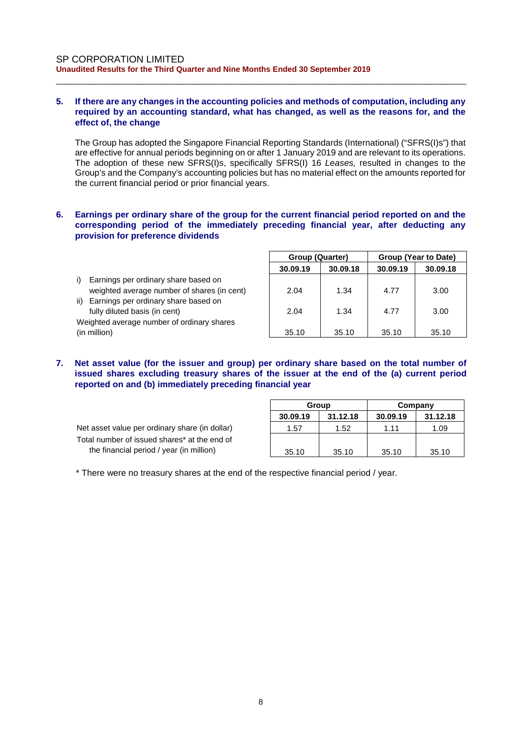### 5. If there are any changes in the accounting policies and methods of computation, including any required by an accounting standard, what has changed, as well as the reasons for, and the effect of, the change

The Group has adopted the Singapore Financial Reporting Standards (International) ("SFRS(I)s") that are effective for annual periods beginning on or after 1 January 2019 and are relevant to its operations. The adoption of these new SFRS(I)s, specifically SFRS(I) 16 *Leases,* resulted in changes to the Group's and the Company's accounting policies but has no material effect on the amounts reported for the current financial period or prior financial years.

### 6. Earnings per ordinary share of the group for the current financial period reported on and the corresponding period of the immediately preceding financial year, after deducting any provision for preference dividends

| | Group (Quarter) | | Group (Year to Date) | |
|---|---|---|---|---|
| | 30.09.19 | 30.09.18 | 30.09.19 | 30.09.18 |
| i) Earnings per ordinary share based on weighted average number of shares (in cent) | 2.04 | 1.34 | 4.77 | 3.00 |
| ii) Earnings per ordinary share based on fully diluted basis (in cent) | 2.04 | 1.34 | 4.77 | 3.00 |
| Weighted average number of ordinary shares (in million) | 35.10 | 35.10 | 35.10 | 35.10 |

### 7. Net asset value (for the issuer and group) per ordinary share based on the total number of issued shares excluding treasury shares of the issuer at the end of the (a) current period reported on and (b) immediately preceding financial year

| | Group | | Company | |
|---|---|---|---|---|
| | 30.09.19 | 31.12.18 | 30.09.19 | 31.12.18 |
| Net asset value per ordinary share (in dollar) | 1.57 | 1.52 | 1.11 | 1.09 |
| Total number of issued shares* at the end of the financial period / year (in million) | 35.10 | 35.10 | 35.10 | 35.10 |

* There were no treasury shares at the end of the respective financial period / year.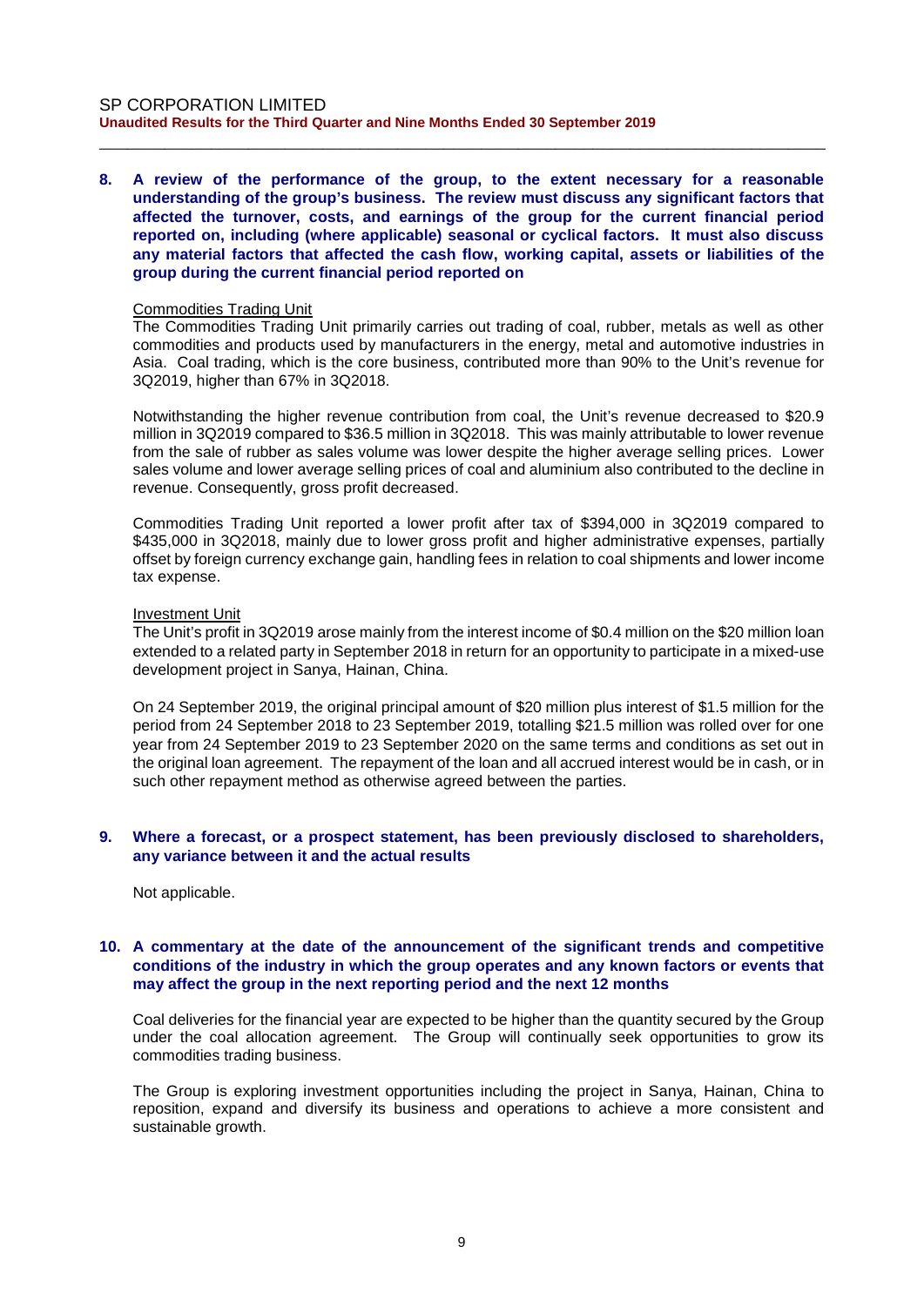**8. A review of the performance of the group, to the extent necessary for a reasonable understanding of the group's business. The review must discuss any significant factors that affected the turnover, costs, and earnings of the group for the current financial period reported on, including (where applicable) seasonal or cyclical factors. It must also discuss any material factors that affected the cash flow, working capital, assets or liabilities of the group during the current financial period reported on**

Commodities Trading Unit

The Commodities Trading Unit primarily carries out trading of coal, rubber, metals as well as other commodities and products used by manufacturers in the energy, metal and automotive industries in Asia. Coal trading, which is the core business, contributed more than 90% to the Unit's revenue for 3Q2019, higher than 67% in 3Q2018.

Notwithstanding the higher revenue contribution from coal, the Unit's revenue decreased to $20.9 million in 3Q2019 compared to $36.5 million in 3Q2018. This was mainly attributable to lower revenue from the sale of rubber as sales volume was lower despite the higher average selling prices. Lower sales volume and lower average selling prices of coal and aluminium also contributed to the decline in revenue. Consequently, gross profit decreased.

Commodities Trading Unit reported a lower profit after tax of $394,000 in 3Q2019 compared to $435,000 in 3Q2018, mainly due to lower gross profit and higher administrative expenses, partially offset by foreign currency exchange gain, handling fees in relation to coal shipments and lower income tax expense.

Investment Unit

The Unit's profit in 3Q2019 arose mainly from the interest income of $0.4 million on the $20 million loan extended to a related party in September 2018 in return for an opportunity to participate in a mixed-use development project in Sanya, Hainan, China.

On 24 September 2019, the original principal amount of $20 million plus interest of $1.5 million for the period from 24 September 2018 to 23 September 2019, totalling $21.5 million was rolled over for one year from 24 September 2019 to 23 September 2020 on the same terms and conditions as set out in the original loan agreement. The repayment of the loan and all accrued interest would be in cash, or in such other repayment method as otherwise agreed between the parties.

**9. Where a forecast, or a prospect statement, has been previously disclosed to shareholders, any variance between it and the actual results**

Not applicable.

**10. A commentary at the date of the announcement of the significant trends and competitive conditions of the industry in which the group operates and any known factors or events that may affect the group in the next reporting period and the next 12 months**

Coal deliveries for the financial year are expected to be higher than the quantity secured by the Group under the coal allocation agreement. The Group will continually seek opportunities to grow its commodities trading business.

The Group is exploring investment opportunities including the project in Sanya, Hainan, China to reposition, expand and diversify its business and operations to achieve a more consistent and sustainable growth.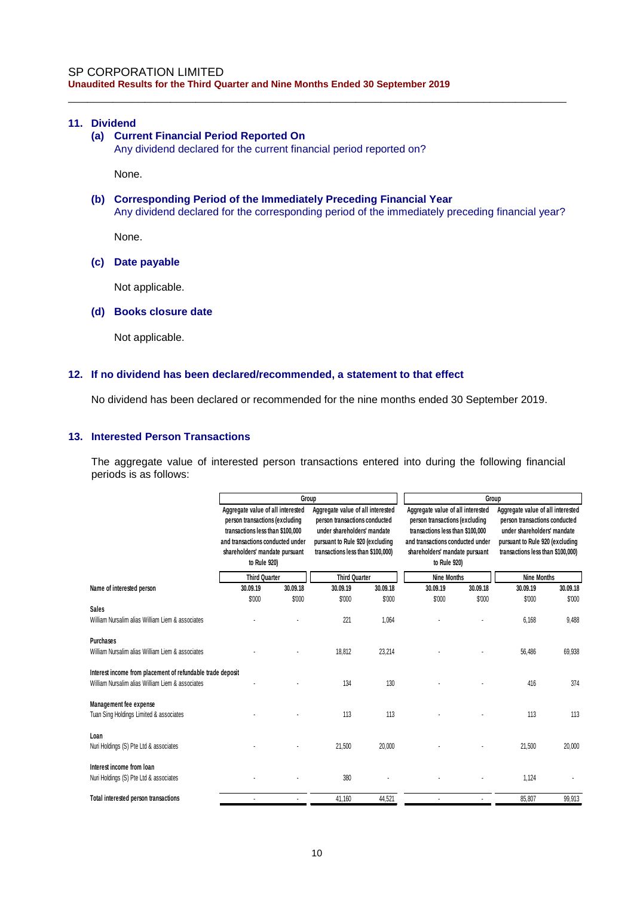## 11. Dividend

### (a) Current Financial Period Reported On

Any dividend declared for the current financial period reported on?

None.

### (b) Corresponding Period of the Immediately Preceding Financial Year

Any dividend declared for the corresponding period of the immediately preceding financial year?

None.

### (c) Date payable

Not applicable.

### (d) Books closure date

Not applicable.

## 12. If no dividend has been declared/recommended, a statement to that effect

No dividend has been declared or recommended for the nine months ended 30 September 2019.

## 13. Interested Person Transactions

The aggregate value of interested person transactions entered into during the following financial periods is as follows:

| | Group | | | | Group | | | |
|---|---|---|---|---|---|---|---|---|
| | Aggregate value of all interested person transactions (excluding transactions less than $100,000 and transactions conducted under shareholders' mandate pursuant to Rule 920) | | Aggregate value of all interested person transactions conducted under shareholders' mandate pursuant to Rule 920 (excluding transactions less than $100,000) | | Aggregate value of all interested person transactions (excluding transactions less than $100,000 and transactions conducted under shareholders' mandate pursuant to Rule 920) | | Aggregate value of all interested person transactions conducted under shareholders' mandate pursuant to Rule 920 (excluding transactions less than $100,000) | |
| | Third Quarter | | Third Quarter | | Nine Months | | Nine Months | |
| **Name of interested person** | **30.09.19** | **30.09.18** | **30.09.19** | **30.09.18** | **30.09.19** | **30.09.18** | **30.09.19** | **30.09.18** |
| | $'000 | $'000 | $'000 | $'000 | $'000 | $'000 | $'000 | $'000 |
| **Sales** | | | | | | | | |
| William Nursalim alias William Liem & associates | - | - | 221 | 1,064 | - | - | 6,168 | 9,488 |
| **Purchases** | | | | | | | | |
| William Nursalim alias William Liem & associates | - | - | 18,812 | 23,214 | - | - | 56,486 | 69,938 |
| **Interest income from placement of refundable trade deposit** | | | | | | | | |
| William Nursalim alias William Liem & associates | - | - | 134 | 130 | - | - | 416 | 374 |
| **Management fee expense** | | | | | | | | |
| Tuan Sing Holdings Limited & associates | - | - | 113 | 113 | - | - | 113 | 113 |
| **Loan** | | | | | | | | |
| Nuri Holdings (S) Pte Ltd & associates | - | - | 21,500 | 20,000 | - | - | 21,500 | 20,000 |
| **Interest income from loan** | | | | | | | | |
| Nuri Holdings (S) Pte Ltd & associates | - | - | 380 | - | - | - | 1,124 | - |
| **Total interested person transactions** | - | - | 41,160 | 44,521 | - | - | 85,807 | 99,913 |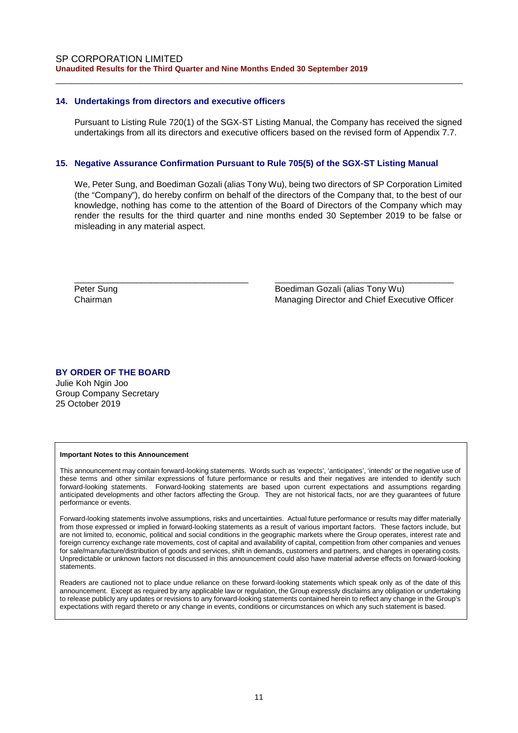## 14. Undertakings from directors and executive officers

Pursuant to Listing Rule 720(1) of the SGX-ST Listing Manual, the Company has received the signed undertakings from all its directors and executive officers based on the revised form of Appendix 7.7.

## 15. Negative Assurance Confirmation Pursuant to Rule 705(5) of the SGX-ST Listing Manual

We, Peter Sung, and Boediman Gozali (alias Tony Wu), being two directors of SP Corporation Limited (the "Company"), do hereby confirm on behalf of the directors of the Company that, to the best of our knowledge, nothing has come to the attention of the Board of Directors of the Company which may render the results for the third quarter and nine months ended 30 September 2019 to be false or misleading in any material aspect.

| | |
|---|---|
| \_\_\_\_\_\_\_\_\_\_\_\_\_\_\_\_\_\_\_\_\_\_\_\_\_\_\_\_\_\_\_\_\_\_ | \_\_\_\_\_\_\_\_\_\_\_\_\_\_\_\_\_\_\_\_\_\_\_\_\_\_\_\_\_\_\_\_\_\_ |
| Peter Sung | Boediman Gozali (alias Tony Wu) |
| Chairman | Managing Director and Chief Executive Officer |

**BY ORDER OF THE BOARD**
Julie Koh Ngin Joo
Group Company Secretary
25 October 2019

**Important Notes to this Announcement**

This announcement may contain forward-looking statements. Words such as 'expects', 'anticipates', 'intends' or the negative use of these terms and other similar expressions of future performance or results and their negatives are intended to identify such forward-looking statements. Forward-looking statements are based upon current expectations and assumptions regarding anticipated developments and other factors affecting the Group. They are not historical facts, nor are they guarantees of future performance or events.

Forward-looking statements involve assumptions, risks and uncertainties. Actual future performance or results may differ materially from those expressed or implied in forward-looking statements as a result of various important factors. These factors include, but are not limited to, economic, political and social conditions in the geographic markets where the Group operates, interest rate and foreign currency exchange rate movements, cost of capital and availability of capital, competition from other companies and venues for sale/manufacture/distribution of goods and services, shift in demands, customers and partners, and changes in operating costs. Unpredictable or unknown factors not discussed in this announcement could also have material adverse effects on forward-looking statements.

Readers are cautioned not to place undue reliance on these forward-looking statements which speak only as of the date of this announcement. Except as required by any applicable law or regulation, the Group expressly disclaims any obligation or undertaking to release publicly any updates or revisions to any forward-looking statements contained herein to reflect any change in the Group's expectations with regard thereto or any change in events, conditions or circumstances on which any such statement is based.